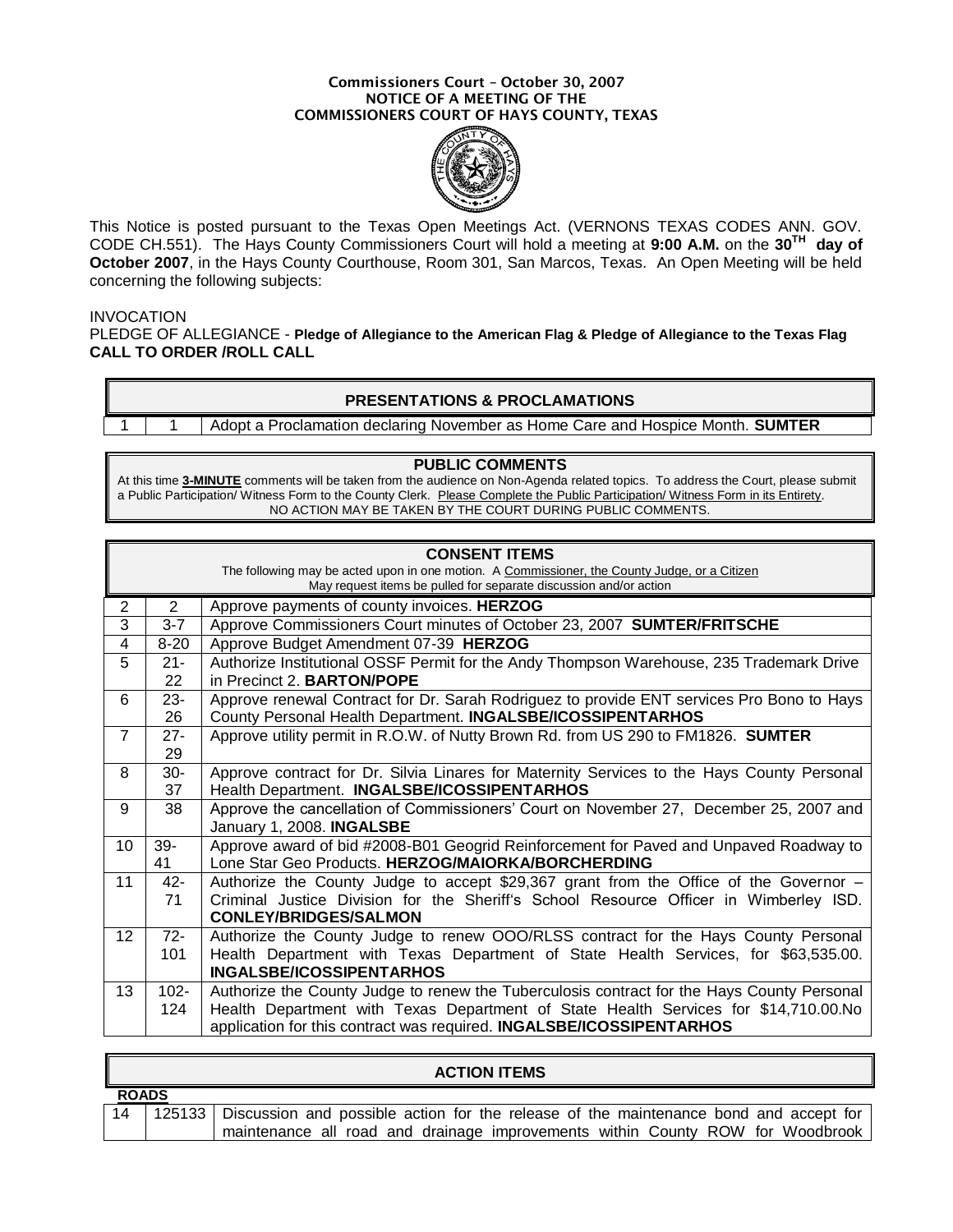**Commissioners Court – October 30, 2007**
**NOTICE OF A MEETING OF THE**
**COMMISSIONERS COURT OF HAYS COUNTY, TEXAS**

This Notice is posted pursuant to the Texas Open Meetings Act. (VERNONS TEXAS CODES ANN. GOV. CODE CH.551). The Hays County Commissioners Court will hold a meeting at **9:00 A.M.** on the **30[TH] day of October 2007**, in the Hays County Courthouse, Room 301, San Marcos, Texas. An Open Meeting will be held concerning the following subjects:

INVOCATION
PLEDGE OF ALLEGIANCE - **Pledge of Allegiance to the American Flag & Pledge of Allegiance to the Texas Flag**
**CALL TO ORDER /ROLL CALL**

## PRESENTATIONS & PROCLAMATIONS

| | | |
|---|---|---|
| 1 | 1 | Adopt a Proclamation declaring November as Home Care and Hospice Month. **SUMTER** |

## PUBLIC COMMENTS

At this time **3-MINUTE** comments will be taken from the audience on Non-Agenda related topics. To address the Court, please submit a Public Participation/ Witness Form to the County Clerk. Please Complete the Public Participation/ Witness Form in its Entirety.
NO ACTION MAY BE TAKEN BY THE COURT DURING PUBLIC COMMENTS.

## CONSENT ITEMS

The following may be acted upon in one motion. A Commissioner, the County Judge, or a Citizen May request items be pulled for separate discussion and/or action

| | | |
|---|---|---|
| 2 | 2 | Approve payments of county invoices. **HERZOG** |
| 3 | 3-7 | Approve Commissioners Court minutes of October 23, 2007 **SUMTER/FRITSCHE** |
| 4 | 8-20 | Approve Budget Amendment 07-39 **HERZOG** |
| 5 | 21-22 | Authorize Institutional OSSF Permit for the Andy Thompson Warehouse, 235 Trademark Drive in Precinct 2. **BARTON/POPE** |
| 6 | 23-26 | Approve renewal Contract for Dr. Sarah Rodriguez to provide ENT services Pro Bono to Hays County Personal Health Department. **INGALSBE/ICOSSIPENTARHOS** |
| 7 | 27-29 | Approve utility permit in R.O.W. of Nutty Brown Rd. from US 290 to FM1826. **SUMTER** |
| 8 | 30-37 | Approve contract for Dr. Silvia Linares for Maternity Services to the Hays County Personal Health Department. **INGALSBE/ICOSSIPENTARHOS** |
| 9 | 38 | Approve the cancellation of Commissioners' Court on November 27, December 25, 2007 and January 1, 2008. **INGALSBE** |
| 10 | 39-41 | Approve award of bid #2008-B01 Geogrid Reinforcement for Paved and Unpaved Roadway to Lone Star Geo Products. **HERZOG/MAIORKA/BORCHERDING** |
| 11 | 42-71 | Authorize the County Judge to accept $29,367 grant from the Office of the Governor – Criminal Justice Division for the Sheriff's School Resource Officer in Wimberley ISD. **CONLEY/BRIDGES/SALMON** |
| 12 | 72-101 | Authorize the County Judge to renew OOO/RLSS contract for the Hays County Personal Health Department with Texas Department of State Health Services, for $63,535.00. **INGALSBE/ICOSSIPENTARHOS** |
| 13 | 102-124 | Authorize the County Judge to renew the Tuberculosis contract for the Hays County Personal Health Department with Texas Department of State Health Services for $14,710.00.No application for this contract was required. **INGALSBE/ICOSSIPENTARHOS** |

## ACTION ITEMS

**ROADS**

| | | |
|---|---|---|
| 14 | 125133 | Discussion and possible action for the release of the maintenance bond and accept for maintenance all road and drainage improvements within County ROW for Woodbrook |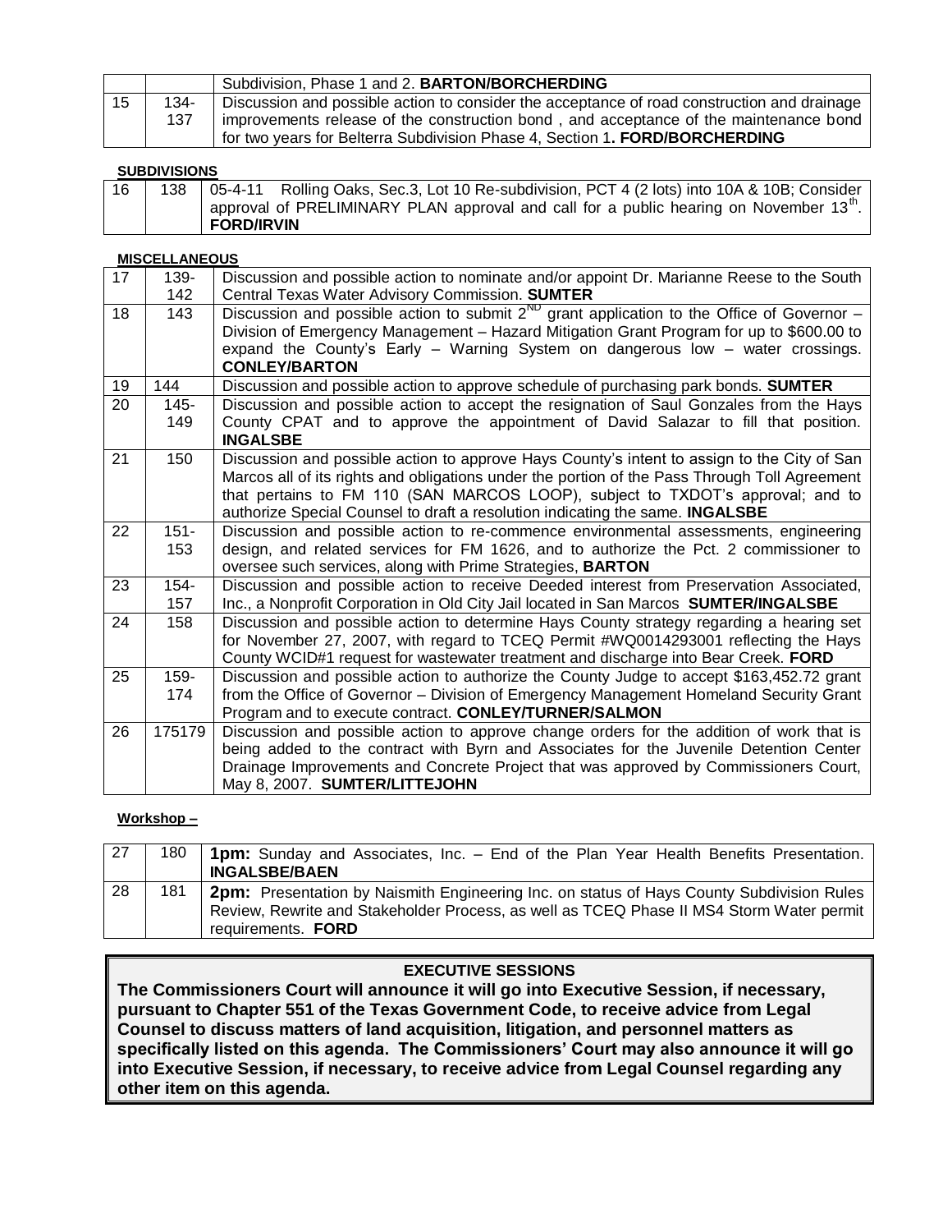|  |  | Subdivision, Phase 1 and 2. **BARTON/BORCHERDING** |
|---|---|---|
| 15 | 134-137 | Discussion and possible action to consider the acceptance of road construction and drainage improvements release of the construction bond , and acceptance of the maintenance bond for two years for Belterra Subdivision Phase 4, Section 1**. FORD/BORCHERDING** |

**SUBDIVISIONS**

| 16 | 138 | 05-4-11 Rolling Oaks, Sec.3, Lot 10 Re-subdivision, PCT 4 (2 lots) into 10A & 10B; Consider approval of PRELIMINARY PLAN approval and call for a public hearing on November 13th. **FORD/IRVIN** |
|---|---|---|

**MISCELLANEOUS**

| 17 | 139-142 | Discussion and possible action to nominate and/or appoint Dr. Marianne Reese to the South Central Texas Water Advisory Commission. **SUMTER** |
|---|---|---|
| 18 | 143 | Discussion and possible action to submit 2ND grant application to the Office of Governor – Division of Emergency Management – Hazard Mitigation Grant Program for up to $600.00 to expand the County's Early – Warning System on dangerous low – water crossings. **CONLEY/BARTON** |
| 19 | 144 | Discussion and possible action to approve schedule of purchasing park bonds. **SUMTER** |
| 20 | 145-149 | Discussion and possible action to accept the resignation of Saul Gonzales from the Hays County CPAT and to approve the appointment of David Salazar to fill that position. **INGALSBE** |
| 21 | 150 | Discussion and possible action to approve Hays County's intent to assign to the City of San Marcos all of its rights and obligations under the portion of the Pass Through Toll Agreement that pertains to FM 110 (SAN MARCOS LOOP), subject to TXDOT's approval; and to authorize Special Counsel to draft a resolution indicating the same. **INGALSBE** |
| 22 | 151-153 | Discussion and possible action to re-commence environmental assessments, engineering design, and related services for FM 1626, and to authorize the Pct. 2 commissioner to oversee such services, along with Prime Strategies, **BARTON** |
| 23 | 154-157 | Discussion and possible action to receive Deeded interest from Preservation Associated, Inc., a Nonprofit Corporation in Old City Jail located in San Marcos **SUMTER/INGALSBE** |
| 24 | 158 | Discussion and possible action to determine Hays County strategy regarding a hearing set for November 27, 2007, with regard to TCEQ Permit #WQ0014293001 reflecting the Hays County WCID#1 request for wastewater treatment and discharge into Bear Creek. **FORD** |
| 25 | 159-174 | Discussion and possible action to authorize the County Judge to accept $163,452.72 grant from the Office of Governor – Division of Emergency Management Homeland Security Grant Program and to execute contract. **CONLEY/TURNER/SALMON** |
| 26 | 175179 | Discussion and possible action to approve change orders for the addition of work that is being added to the contract with Byrn and Associates for the Juvenile Detention Center Drainage Improvements and Concrete Project that was approved by Commissioners Court, May 8, 2007. **SUMTER/LITTEJOHN** |

**Workshop –**

| 27 | 180 | **1pm:** Sunday and Associates, Inc. – End of the Plan Year Health Benefits Presentation. **INGALSBE/BAEN** |
|---|---|---|
| 28 | 181 | **2pm:** Presentation by Naismith Engineering Inc. on status of Hays County Subdivision Rules Review, Rewrite and Stakeholder Process, as well as TCEQ Phase II MS4 Storm Water permit requirements. **FORD** |

**EXECUTIVE SESSIONS**

**The Commissioners Court will announce it will go into Executive Session, if necessary, pursuant to Chapter 551 of the Texas Government Code, to receive advice from Legal Counsel to discuss matters of land acquisition, litigation, and personnel matters as specifically listed on this agenda. The Commissioners' Court may also announce it will go into Executive Session, if necessary, to receive advice from Legal Counsel regarding any other item on this agenda.**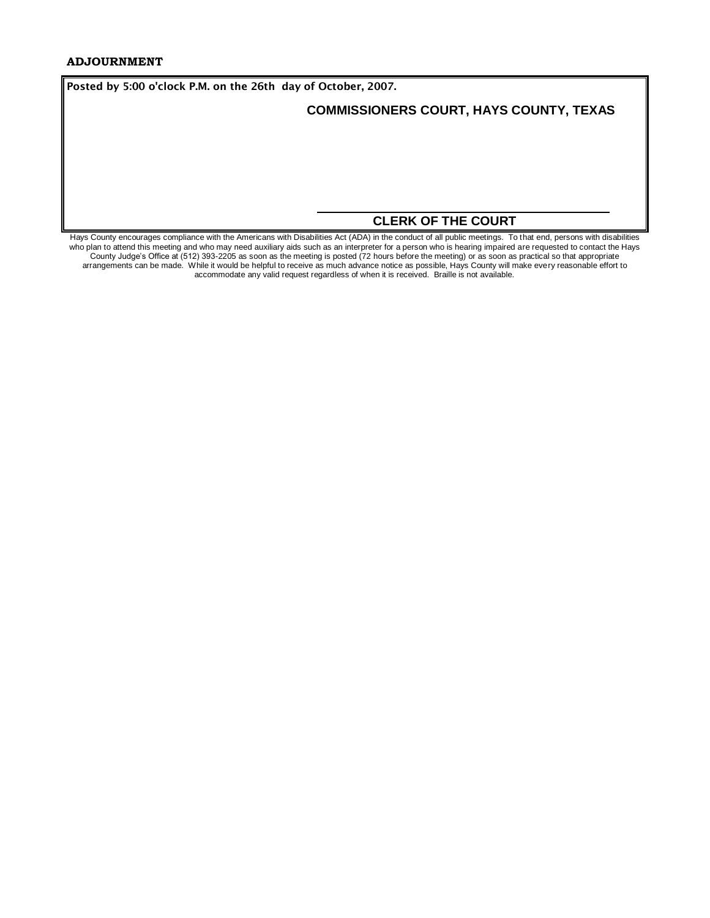**ADJOURNMENT**

**Posted by 5:00 o'clock P.M. on the 26th day of October, 2007.**

**COMMISSIONERS COURT, HAYS COUNTY, TEXAS**

**CLERK OF THE COURT**

Hays County encourages compliance with the Americans with Disabilities Act (ADA) in the conduct of all public meetings. To that end, persons with disabilities who plan to attend this meeting and who may need auxiliary aids such as an interpreter for a person who is hearing impaired are requested to contact the Hays County Judge's Office at (512) 393-2205 as soon as the meeting is posted (72 hours before the meeting) or as soon as practical so that appropriate arrangements can be made. While it would be helpful to receive as much advance notice as possible, Hays County will make every reasonable effort to accommodate any valid request regardless of when it is received. Braille is not available.